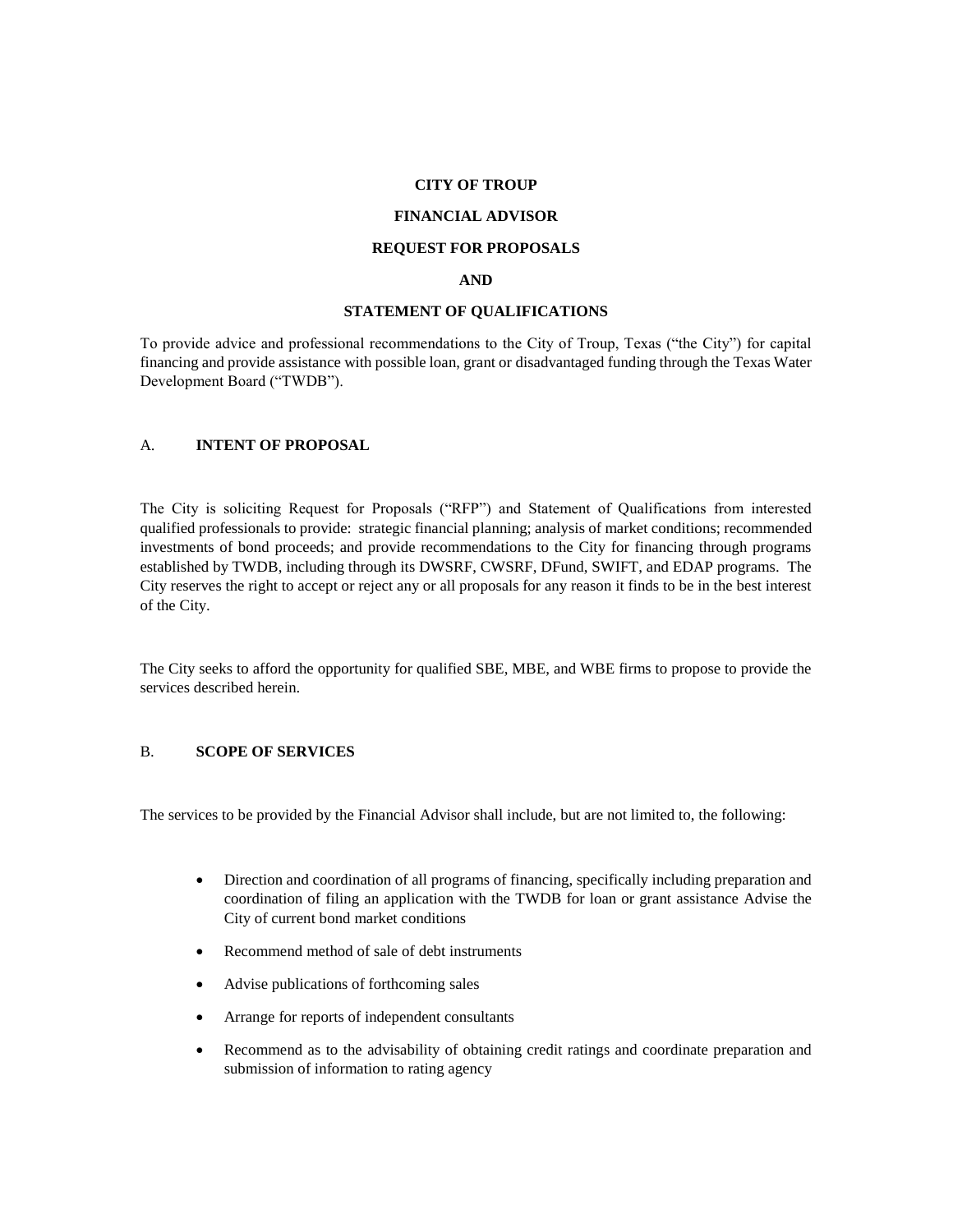**CITY OF TROUP**

**FINANCIAL ADVISOR**

**REQUEST FOR PROPOSALS**

**AND**

**STATEMENT OF QUALIFICATIONS**

To provide advice and professional recommendations to the City of Troup, Texas ("the City") for capital financing and provide assistance with possible loan, grant or disadvantaged funding through the Texas Water Development Board ("TWDB").

## A. INTENT OF PROPOSAL

The City is soliciting Request for Proposals ("RFP") and Statement of Qualifications from interested qualified professionals to provide: strategic financial planning; analysis of market conditions; recommended investments of bond proceeds; and provide recommendations to the City for financing through programs established by TWDB, including through its DWSRF, CWSRF, DFund, SWIFT, and EDAP programs. The City reserves the right to accept or reject any or all proposals for any reason it finds to be in the best interest of the City.

The City seeks to afford the opportunity for qualified SBE, MBE, and WBE firms to propose to provide the services described herein.

## B. SCOPE OF SERVICES

The services to be provided by the Financial Advisor shall include, but are not limited to, the following:

- Direction and coordination of all programs of financing, specifically including preparation and coordination of filing an application with the TWDB for loan or grant assistance Advise the City of current bond market conditions
- Recommend method of sale of debt instruments
- Advise publications of forthcoming sales
- Arrange for reports of independent consultants
- Recommend as to the advisability of obtaining credit ratings and coordinate preparation and submission of information to rating agency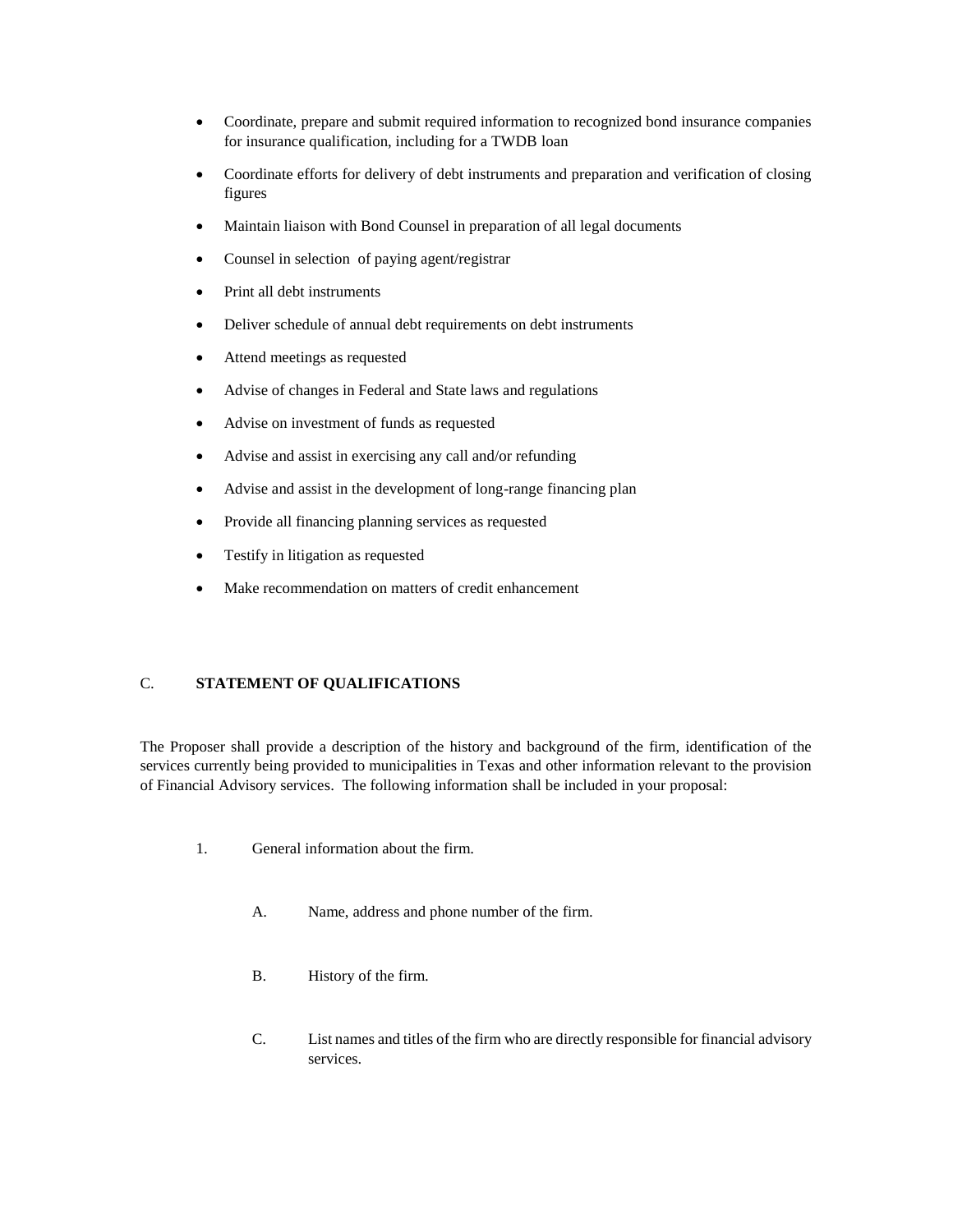- Coordinate, prepare and submit required information to recognized bond insurance companies for insurance qualification, including for a TWDB loan
- Coordinate efforts for delivery of debt instruments and preparation and verification of closing figures
- Maintain liaison with Bond Counsel in preparation of all legal documents
- Counsel in selection of paying agent/registrar
- Print all debt instruments
- Deliver schedule of annual debt requirements on debt instruments
- Attend meetings as requested
- Advise of changes in Federal and State laws and regulations
- Advise on investment of funds as requested
- Advise and assist in exercising any call and/or refunding
- Advise and assist in the development of long-range financing plan
- Provide all financing planning services as requested
- Testify in litigation as requested
- Make recommendation on matters of credit enhancement

## C. STATEMENT OF QUALIFICATIONS

The Proposer shall provide a description of the history and background of the firm, identification of the services currently being provided to municipalities in Texas and other information relevant to the provision of Financial Advisory services. The following information shall be included in your proposal:

1. General information about the firm.

   A. Name, address and phone number of the firm.

   B. History of the firm.

   C. List names and titles of the firm who are directly responsible for financial advisory services.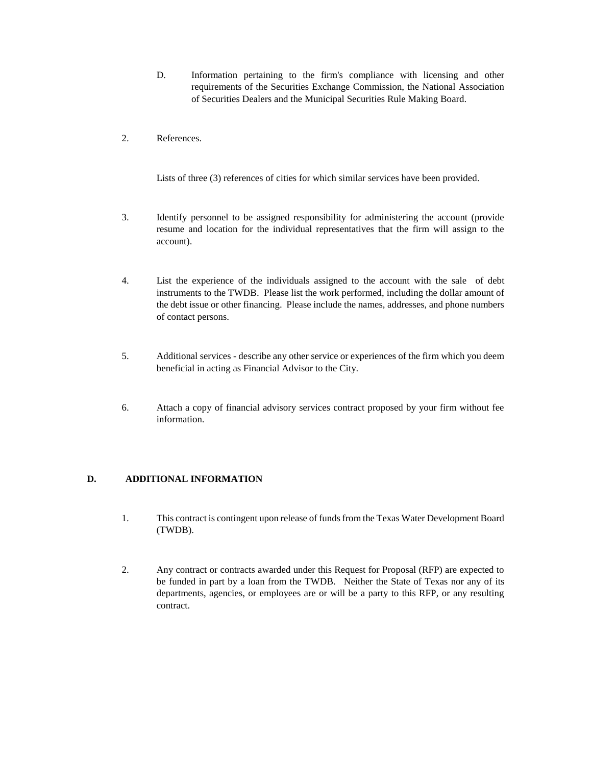D. Information pertaining to the firm's compliance with licensing and other requirements of the Securities Exchange Commission, the National Association of Securities Dealers and the Municipal Securities Rule Making Board.

2. References.

   Lists of three (3) references of cities for which similar services have been provided.

3. Identify personnel to be assigned responsibility for administering the account (provide resume and location for the individual representatives that the firm will assign to the account).

4. List the experience of the individuals assigned to the account with the sale of debt instruments to the TWDB. Please list the work performed, including the dollar amount of the debt issue or other financing. Please include the names, addresses, and phone numbers of contact persons.

5. Additional services - describe any other service or experiences of the firm which you deem beneficial in acting as Financial Advisor to the City.

6. Attach a copy of financial advisory services contract proposed by your firm without fee information.

## D. ADDITIONAL INFORMATION

1. This contract is contingent upon release of funds from the Texas Water Development Board (TWDB).

2. Any contract or contracts awarded under this Request for Proposal (RFP) are expected to be funded in part by a loan from the TWDB. Neither the State of Texas nor any of its departments, agencies, or employees are or will be a party to this RFP, or any resulting contract.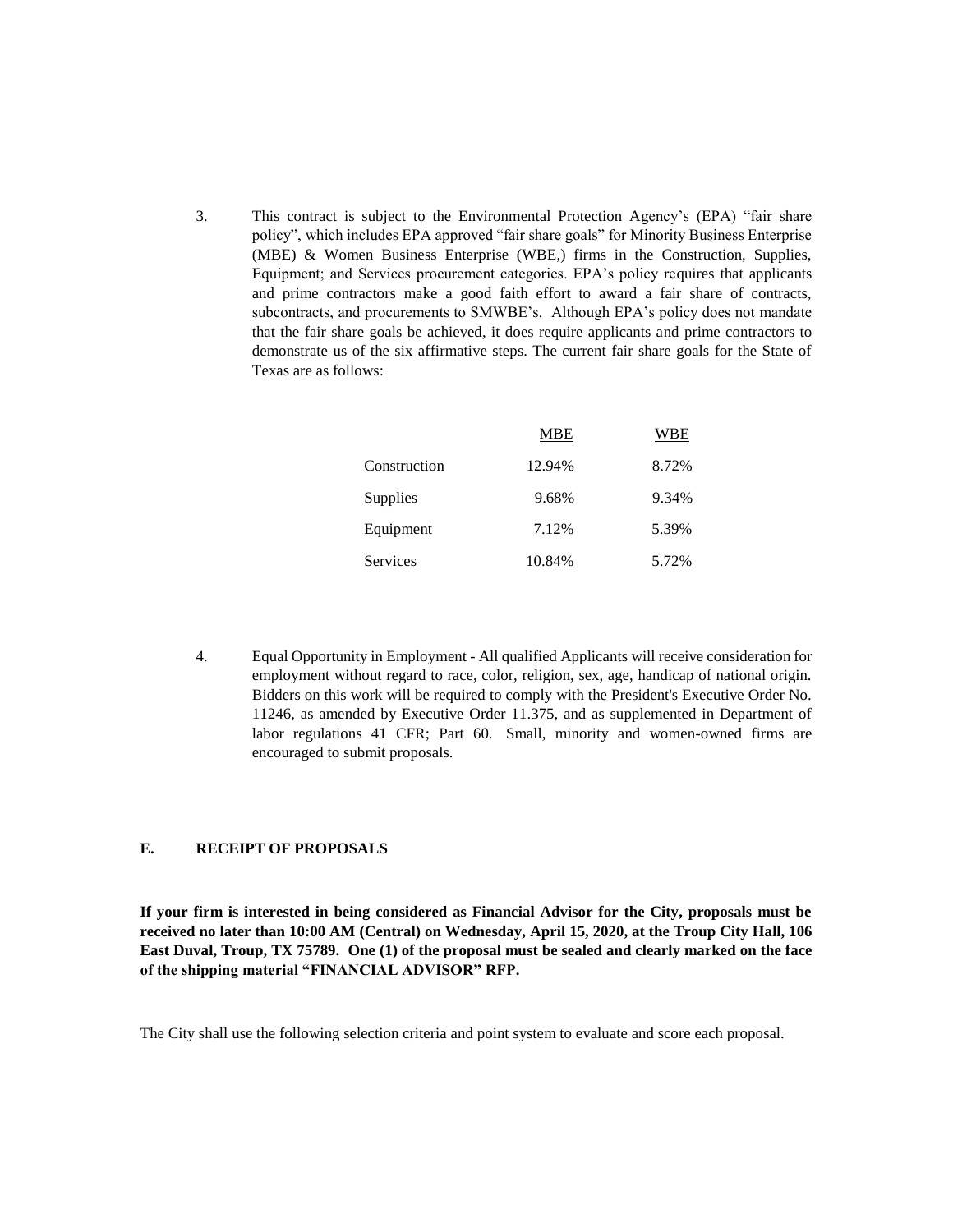3. This contract is subject to the Environmental Protection Agency's (EPA) "fair share policy", which includes EPA approved "fair share goals" for Minority Business Enterprise (MBE) & Women Business Enterprise (WBE,) firms in the Construction, Supplies, Equipment; and Services procurement categories. EPA's policy requires that applicants and prime contractors make a good faith effort to award a fair share of contracts, subcontracts, and procurements to SMWBE's. Although EPA's policy does not mandate that the fair share goals be achieved, it does require applicants and prime contractors to demonstrate us of the six affirmative steps. The current fair share goals for the State of Texas are as follows:

| | MBE | WBE |
|---|---|---|
| Construction | 12.94% | 8.72% |
| Supplies | 9.68% | 9.34% |
| Equipment | 7.12% | 5.39% |
| Services | 10.84% | 5.72% |

4. Equal Opportunity in Employment - All qualified Applicants will receive consideration for employment without regard to race, color, religion, sex, age, handicap of national origin. Bidders on this work will be required to comply with the President's Executive Order No. 11246, as amended by Executive Order 11.375, and as supplemented in Department of labor regulations 41 CFR; Part 60. Small, minority and women-owned firms are encouraged to submit proposals.

### E. RECEIPT OF PROPOSALS

**If your firm is interested in being considered as Financial Advisor for the City, proposals must be received no later than 10:00 AM (Central) on Wednesday, April 15, 2020, at the Troup City Hall, 106 East Duval, Troup, TX 75789. One (1) of the proposal must be sealed and clearly marked on the face of the shipping material "FINANCIAL ADVISOR" RFP.**

The City shall use the following selection criteria and point system to evaluate and score each proposal.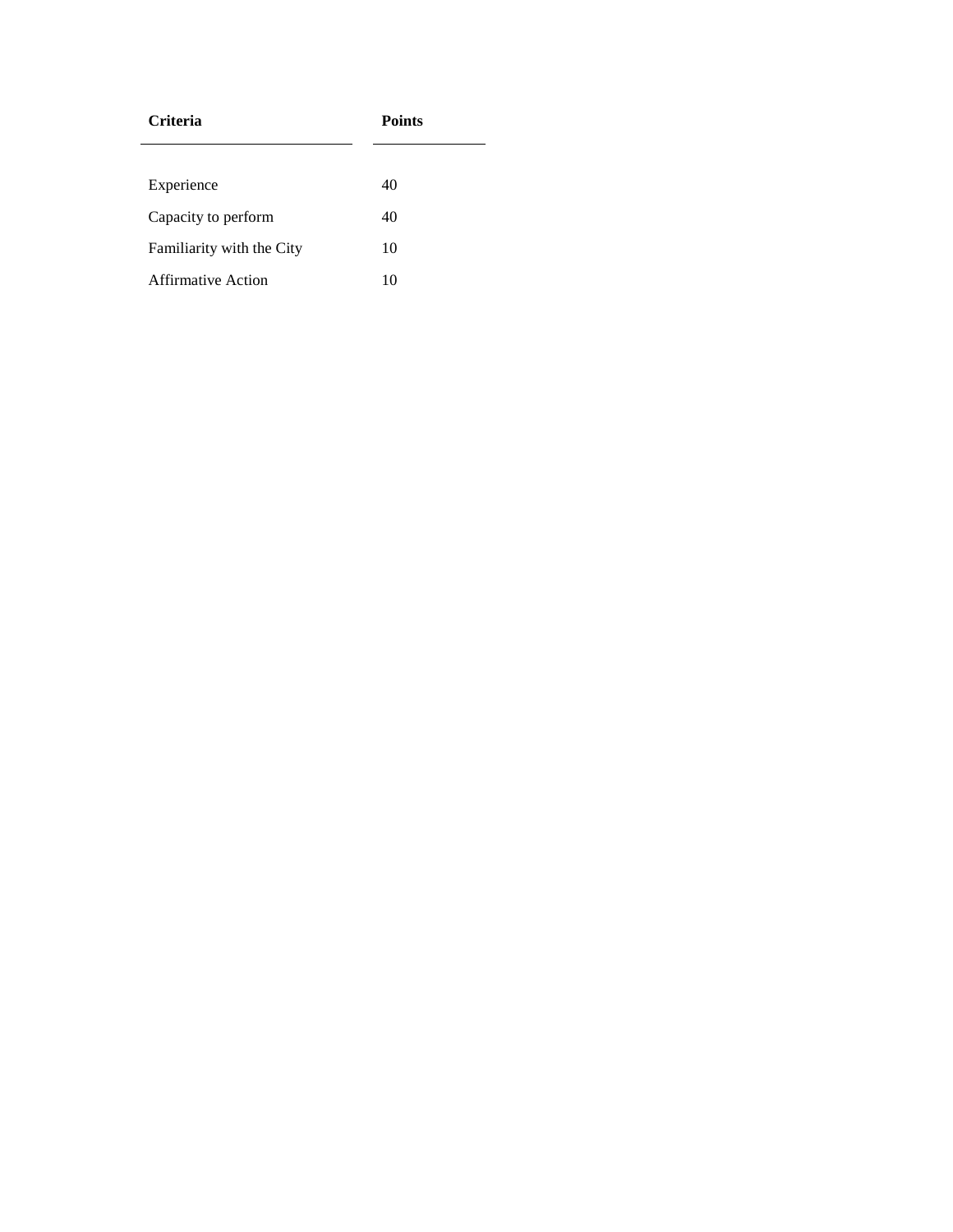| Criteria | Points |
| --- | --- |
| Experience | 40 |
| Capacity to perform | 40 |
| Familiarity with the City | 10 |
| Affirmative Action | 10 |